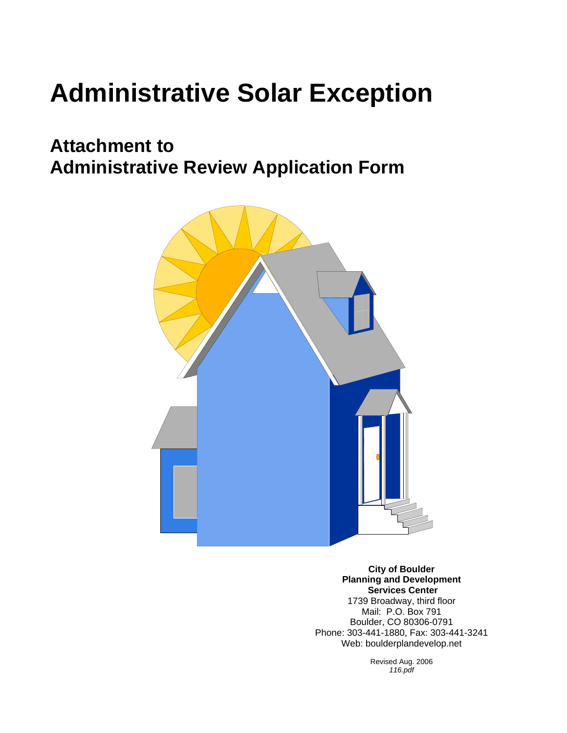# Administrative Solar Exception

## Attachment to Administrative Review Application Form

**City of Boulder**
**Planning and Development Services Center**
1739 Broadway, third floor
Mail: P.O. Box 791
Boulder, CO 80306-0791
Phone: 303-441-1880, Fax: 303-441-3241
Web: boulderplandevelop.net

Revised Aug. 2006
*116.pdf*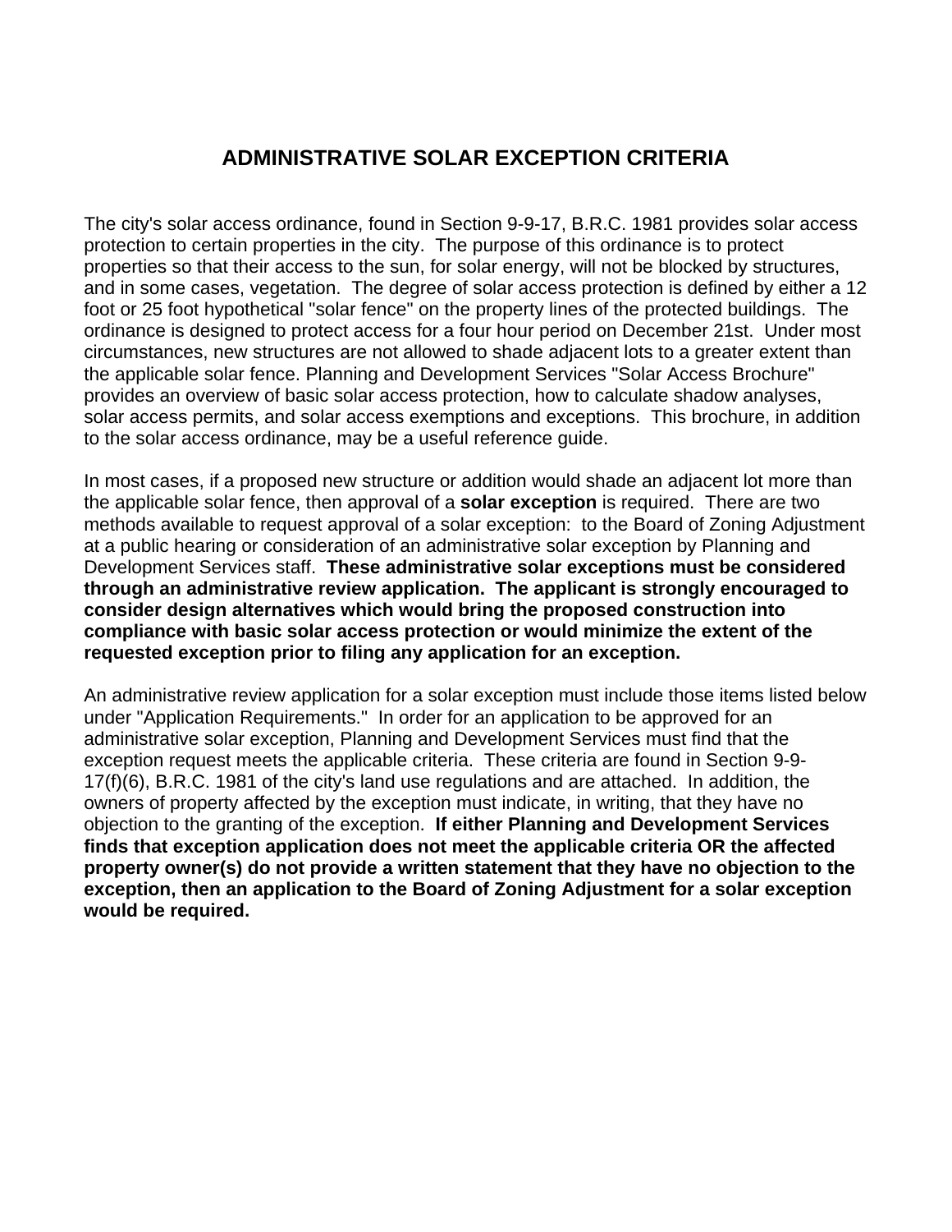# ADMINISTRATIVE SOLAR EXCEPTION CRITERIA

The city's solar access ordinance, found in Section 9-9-17, B.R.C. 1981 provides solar access protection to certain properties in the city. The purpose of this ordinance is to protect properties so that their access to the sun, for solar energy, will not be blocked by structures, and in some cases, vegetation. The degree of solar access protection is defined by either a 12 foot or 25 foot hypothetical "solar fence" on the property lines of the protected buildings. The ordinance is designed to protect access for a four hour period on December 21st. Under most circumstances, new structures are not allowed to shade adjacent lots to a greater extent than the applicable solar fence. Planning and Development Services "Solar Access Brochure" provides an overview of basic solar access protection, how to calculate shadow analyses, solar access permits, and solar access exemptions and exceptions. This brochure, in addition to the solar access ordinance, may be a useful reference guide.

In most cases, if a proposed new structure or addition would shade an adjacent lot more than the applicable solar fence, then approval of a **solar exception** is required. There are two methods available to request approval of a solar exception: to the Board of Zoning Adjustment at a public hearing or consideration of an administrative solar exception by Planning and Development Services staff. **These administrative solar exceptions must be considered through an administrative review application. The applicant is strongly encouraged to consider design alternatives which would bring the proposed construction into compliance with basic solar access protection or would minimize the extent of the requested exception prior to filing any application for an exception.**

An administrative review application for a solar exception must include those items listed below under "Application Requirements." In order for an application to be approved for an administrative solar exception, Planning and Development Services must find that the exception request meets the applicable criteria. These criteria are found in Section 9-9-17(f)(6), B.R.C. 1981 of the city's land use regulations and are attached. In addition, the owners of property affected by the exception must indicate, in writing, that they have no objection to the granting of the exception. **If either Planning and Development Services finds that exception application does not meet the applicable criteria OR the affected property owner(s) do not provide a written statement that they have no objection to the exception, then an application to the Board of Zoning Adjustment for a solar exception would be required.**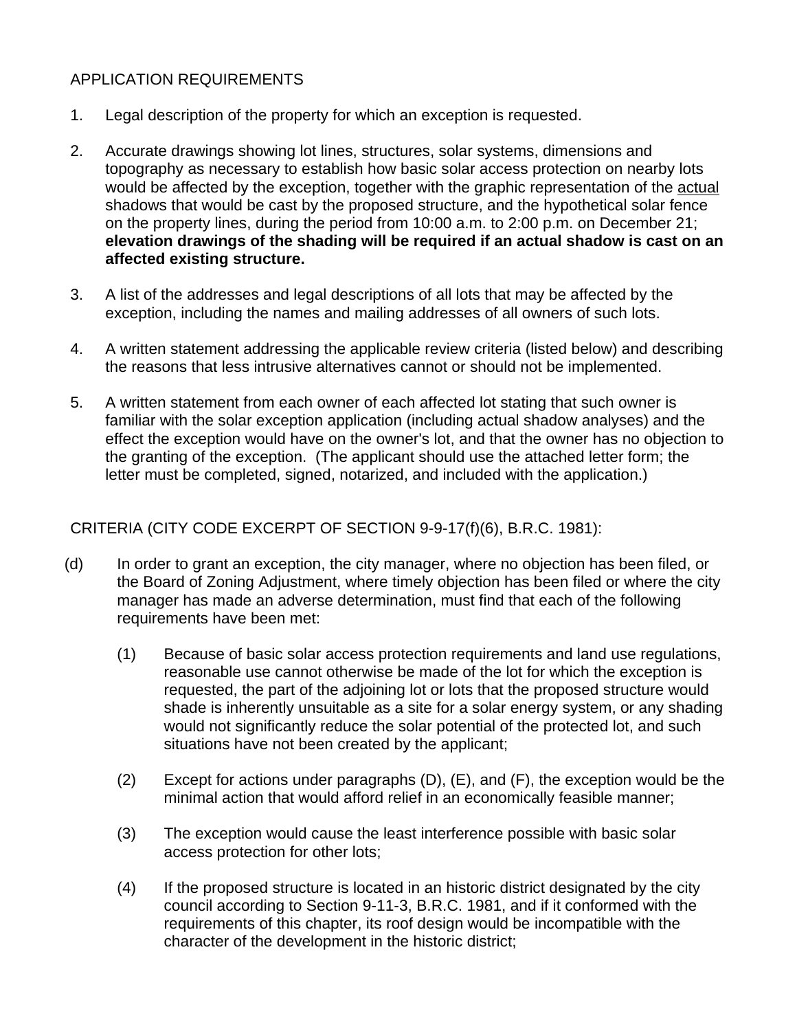## APPLICATION REQUIREMENTS

1. Legal description of the property for which an exception is requested.

2. Accurate drawings showing lot lines, structures, solar systems, dimensions and topography as necessary to establish how basic solar access protection on nearby lots would be affected by the exception, together with the graphic representation of the actual shadows that would be cast by the proposed structure, and the hypothetical solar fence on the property lines, during the period from 10:00 a.m. to 2:00 p.m. on December 21; **elevation drawings of the shading will be required if an actual shadow is cast on an affected existing structure.**

3. A list of the addresses and legal descriptions of all lots that may be affected by the exception, including the names and mailing addresses of all owners of such lots.

4. A written statement addressing the applicable review criteria (listed below) and describing the reasons that less intrusive alternatives cannot or should not be implemented.

5. A written statement from each owner of each affected lot stating that such owner is familiar with the solar exception application (including actual shadow analyses) and the effect the exception would have on the owner's lot, and that the owner has no objection to the granting of the exception. (The applicant should use the attached letter form; the letter must be completed, signed, notarized, and included with the application.)

## CRITERIA (CITY CODE EXCERPT OF SECTION 9-9-17(f)(6), B.R.C. 1981):

(d) In order to grant an exception, the city manager, where no objection has been filed, or the Board of Zoning Adjustment, where timely objection has been filed or where the city manager has made an adverse determination, must find that each of the following requirements have been met:

(1) Because of basic solar access protection requirements and land use regulations, reasonable use cannot otherwise be made of the lot for which the exception is requested, the part of the adjoining lot or lots that the proposed structure would shade is inherently unsuitable as a site for a solar energy system, or any shading would not significantly reduce the solar potential of the protected lot, and such situations have not been created by the applicant;

(2) Except for actions under paragraphs (D), (E), and (F), the exception would be the minimal action that would afford relief in an economically feasible manner;

(3) The exception would cause the least interference possible with basic solar access protection for other lots;

(4) If the proposed structure is located in an historic district designated by the city council according to Section 9-11-3, B.R.C. 1981, and if it conformed with the requirements of this chapter, its roof design would be incompatible with the character of the development in the historic district;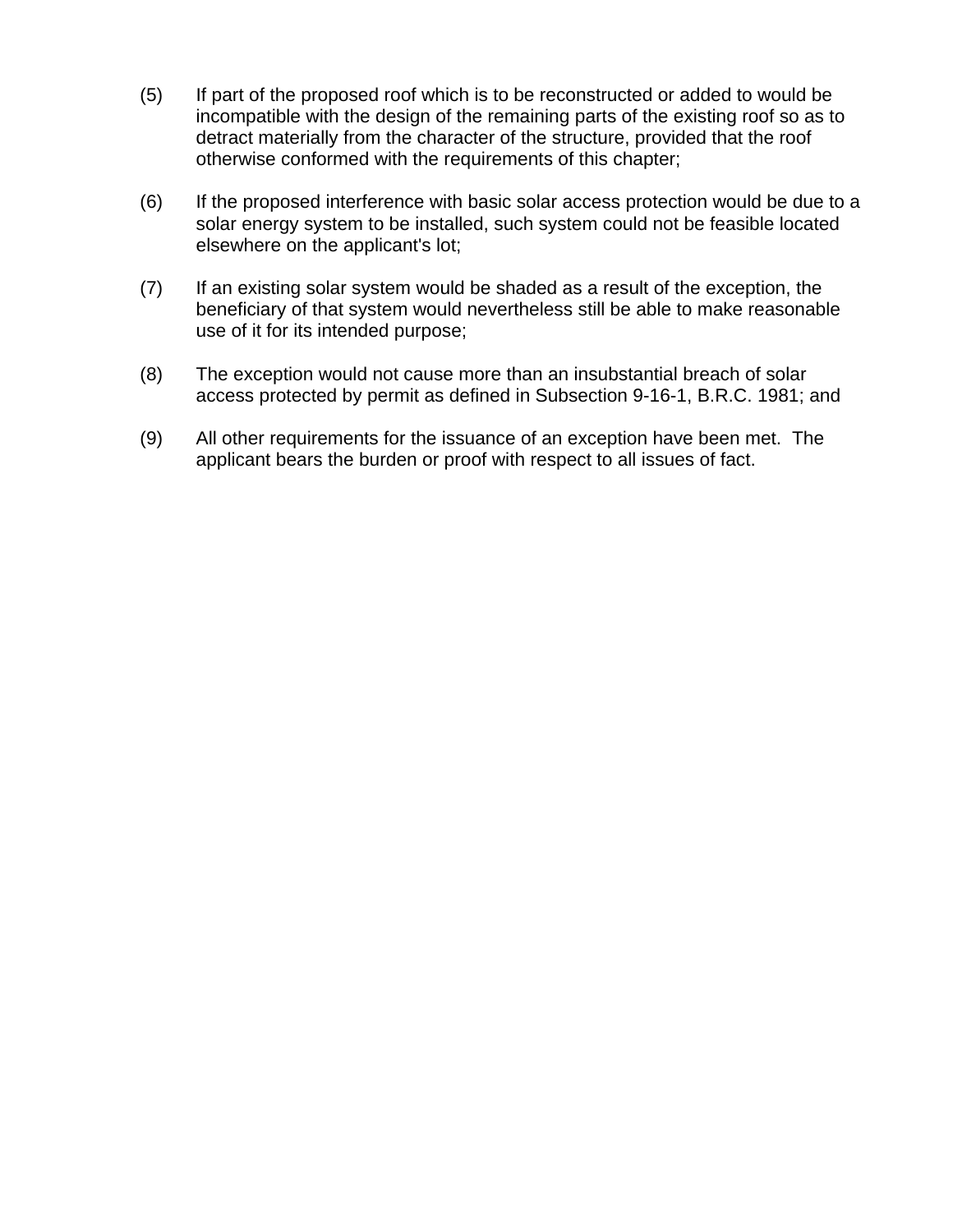(5) If part of the proposed roof which is to be reconstructed or added to would be incompatible with the design of the remaining parts of the existing roof so as to detract materially from the character of the structure, provided that the roof otherwise conformed with the requirements of this chapter;

(6) If the proposed interference with basic solar access protection would be due to a solar energy system to be installed, such system could not be feasible located elsewhere on the applicant's lot;

(7) If an existing solar system would be shaded as a result of the exception, the beneficiary of that system would nevertheless still be able to make reasonable use of it for its intended purpose;

(8) The exception would not cause more than an insubstantial breach of solar access protected by permit as defined in Subsection 9-16-1, B.R.C. 1981; and

(9) All other requirements for the issuance of an exception have been met. The applicant bears the burden or proof with respect to all issues of fact.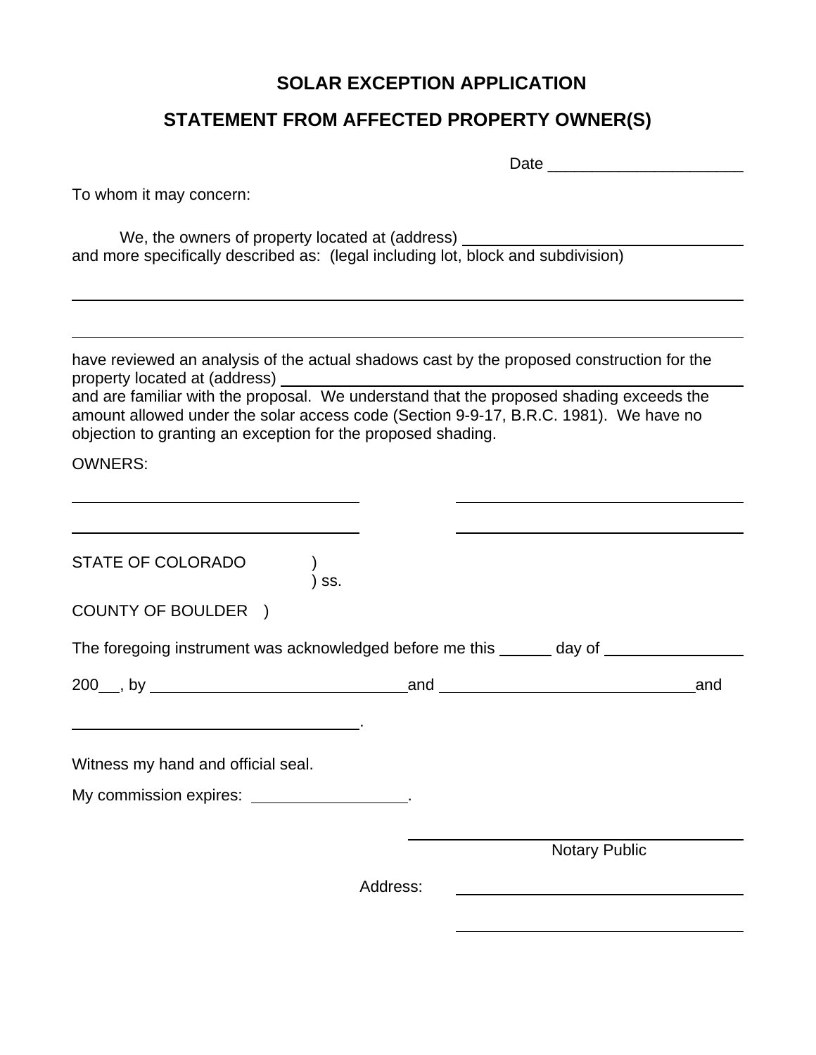# SOLAR EXCEPTION APPLICATION

## STATEMENT FROM AFFECTED PROPERTY OWNER(S)

Date ______________________

To whom it may concern:

We, the owners of property located at (address) ______________________________ and more specifically described as: (legal including lot, block and subdivision)

______________________________________________________________________________

______________________________________________________________________________

have reviewed an analysis of the actual shadows cast by the proposed construction for the property located at (address) ______________________________________________ and are familiar with the proposal. We understand that the proposed shading exceeds the amount allowed under the solar access code (Section 9-9-17, B.R.C. 1981). We have no objection to granting an exception for the proposed shading.

OWNERS:

______________________________ ______________________________

______________________________ ______________________________

STATE OF COLORADO )
) ss.
COUNTY OF BOULDER )

The foregoing instrument was acknowledged before me this ______ day of ______________

200__, by ____________________________ and ____________________________ and

______________________________.

Witness my hand and official seal.

My commission expires: __________________.

______________________________
Notary Public

Address: ______________________________

______________________________